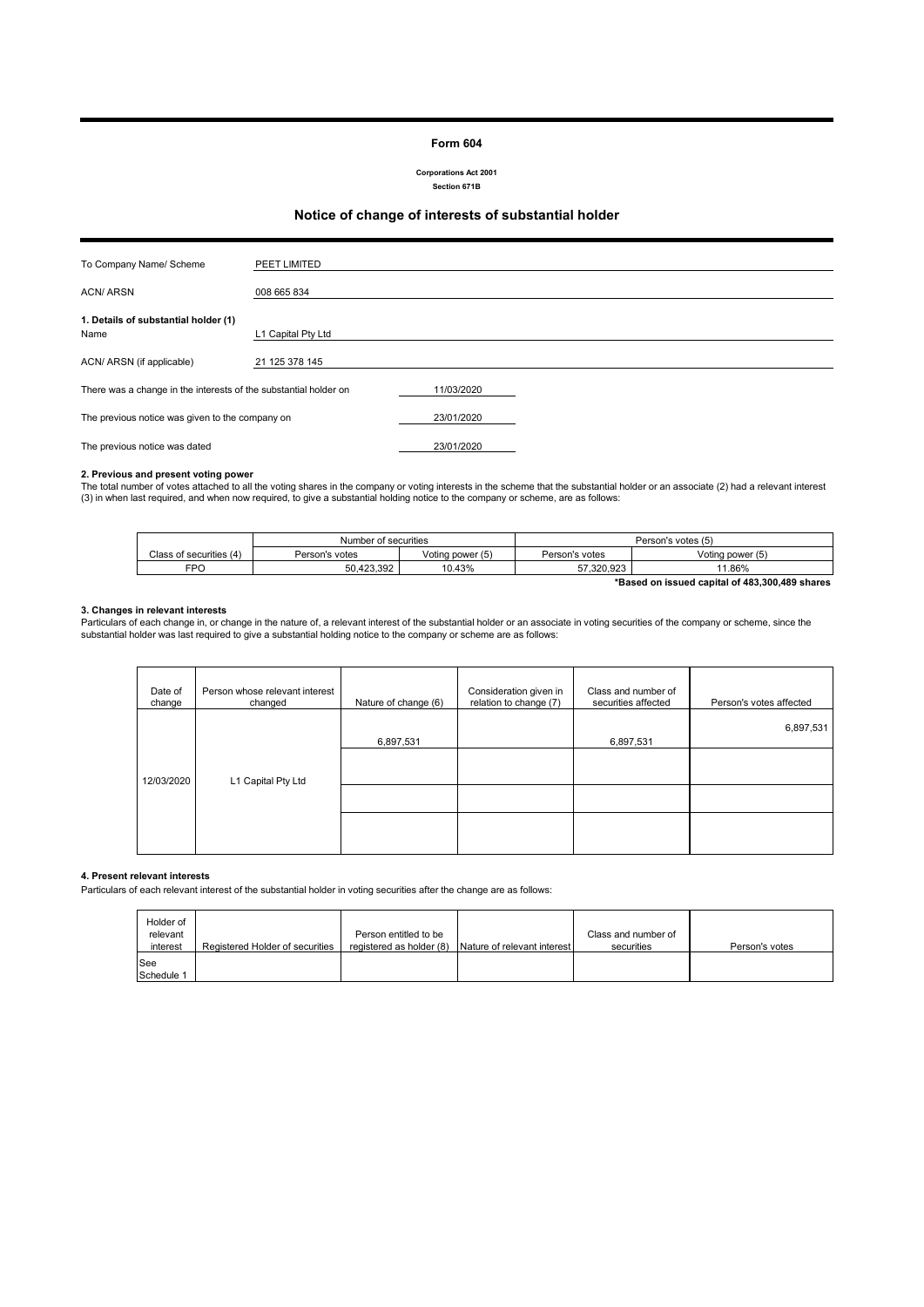# Form 604

**Corporations Act 2001**
**Section 671B**

## Notice of change of interests of substantial holder

| | |
|---|---|
| To Company Name/ Scheme | PEET LIMITED |
| ACN/ ARSN | 008 665 834 |

**1. Details of substantial holder (1)**

| | |
|---|---|
| Name | L1 Capital Pty Ltd |
| ACN/ ARSN (if applicable) | 21 125 378 145 |

There was a change in the interests of the substantial holder on 11/03/2020

The previous notice was given to the company on 23/01/2020

The previous notice was dated 23/01/2020

**2. Previous and present voting power**

The total number of votes attached to all the voting shares in the company or voting interests in the scheme that the substantial holder or an associate (2) had a relevant interest (3) in when last required, and when now required, to give a substantial holding notice to the company or scheme, are as follows:

| | Number of securities | | Person's votes (5) | |
|---|---|---|---|---|
| Class of securities (4) | Person's votes | Voting power (5) | Person's votes | Voting power (5) |
| FPO | 50,423,392 | 10.43% | 57,320,923 | 11.86% |

**\*Based on issued capital of 483,300,489 shares**

**3. Changes in relevant interests**

Particulars of each change in, or change in the nature of, a relevant interest of the substantial holder or an associate in voting securities of the company or scheme, since the substantial holder was last required to give a substantial holding notice to the company or scheme are as follows:

| Date of change | Person whose relevant interest changed | Nature of change (6) | Consideration given in relation to change (7) | Class and number of securities affected | Person's votes affected |
|---|---|---|---|---|---|
| 12/03/2020 | L1 Capital Pty Ltd | 6,897,531 | | 6,897,531 | 6,897,531 |

**4. Present relevant interests**

Particulars of each relevant interest of the substantial holder in voting securities after the change are as follows:

| Holder of relevant interest | Registered Holder of securities | Person entitled to be registered as holder (8) | Nature of relevant interest | Class and number of securities | Person's votes |
|---|---|---|---|---|---|
| See Schedule 1 | | | | | |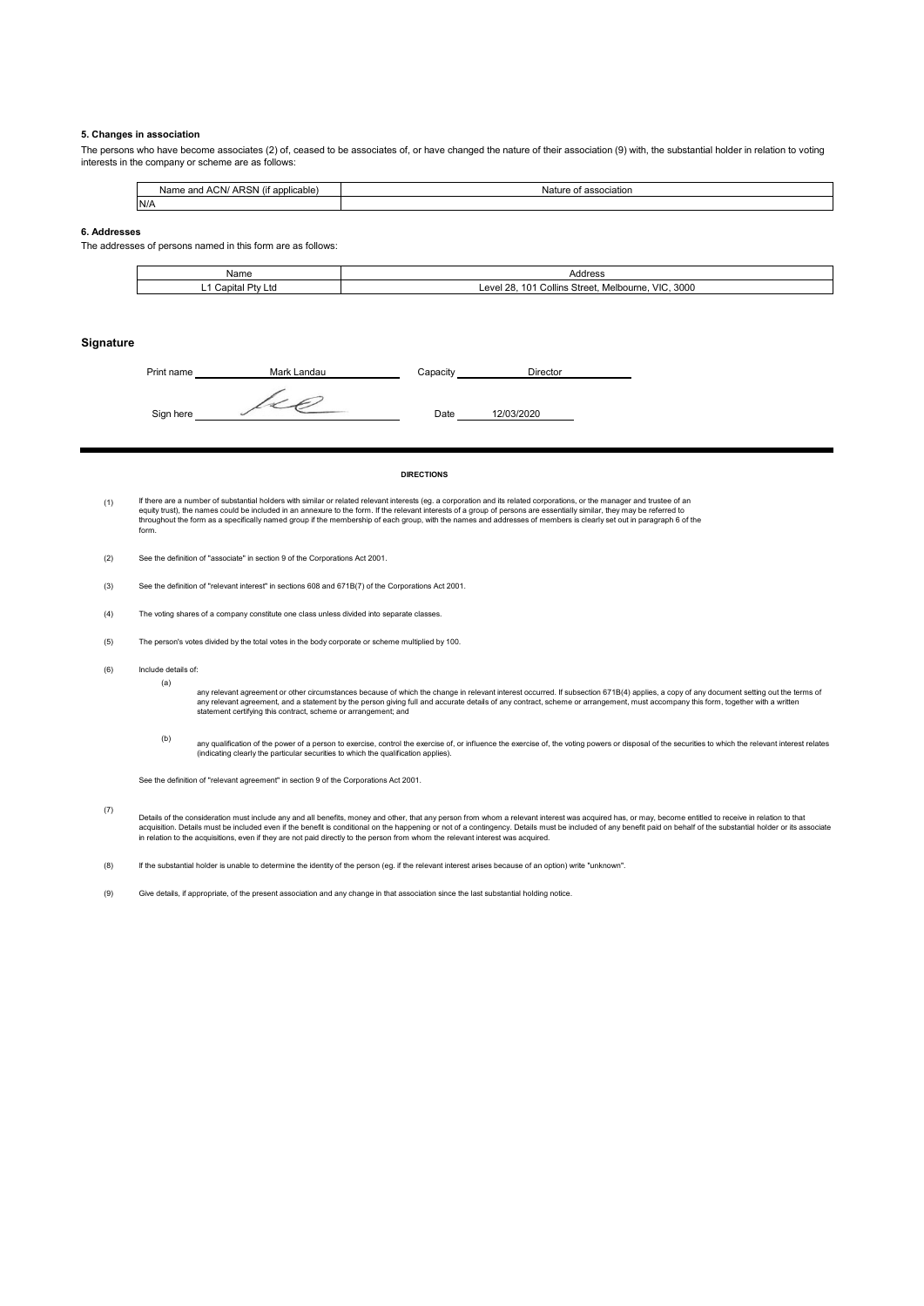### 5. Changes in association

The persons who have become associates (2) of, ceased to be associates of, or have changed the nature of their association (9) with, the substantial holder in relation to voting interests in the company or scheme are as follows:

| Name and ACN/ ARSN (if applicable) | Nature of association |
|---|---|
| N/A | |

### 6. Addresses

The addresses of persons named in this form are as follows:

| Name | Address |
|---|---|
| L1 Capital Pty Ltd | Level 28, 101 Collins Street, Melbourne, VIC, 3000 |

## Signature

Print name Mark Landau Capacity Director

Sign here Date 12/03/2020

**DIRECTIONS**

(1) If there are a number of substantial holders with similar or related relevant interests (eg. a corporation and its related corporations, or the manager and trustee of an equity trust), the names could be included in an annexure to the form. If the relevant interests of a group of persons are essentially similar, they may be referred to throughout the form as a specifically named group if the membership of each group, with the names and addresses of members is clearly set out in paragraph 6 of the form.

(2) See the definition of "associate" in section 9 of the Corporations Act 2001.

(3) See the definition of "relevant interest" in sections 608 and 671B(7) of the Corporations Act 2001.

(4) The voting shares of a company constitute one class unless divided into separate classes.

(5) The person's votes divided by the total votes in the body corporate or scheme multiplied by 100.

(6) Include details of:

(a) any relevant agreement or other circumstances because of which the change in relevant interest occurred. If subsection 671B(4) applies, a copy of any document setting out the terms of any relevant agreement, and a statement by the person giving full and accurate details of any contract, scheme or arrangement, must accompany this form, together with a written statement certifying this contract, scheme or arrangement; and

(b) any qualification of the power of a person to exercise, control the exercise of, or influence the exercise of, the voting powers or disposal of the securities to which the relevant interest relates (indicating clearly the particular securities to which the qualification applies).

See the definition of "relevant agreement" in section 9 of the Corporations Act 2001.

(7) Details of the consideration must include any and all benefits, money and other, that any person from whom a relevant interest was acquired has, or may, become entitled to receive in relation to that acquisition. Details must be included even if the benefit is conditional on the happening or not of a contingency. Details must be included of any benefit paid on behalf of the substantial holder or its associate in relation to the acquisitions, even if they are not paid directly to the person from whom the relevant interest was acquired.

(8) If the substantial holder is unable to determine the identity of the person (eg. if the relevant interest arises because of an option) write "unknown".

(9) Give details, if appropriate, of the present association and any change in that association since the last substantial holding notice.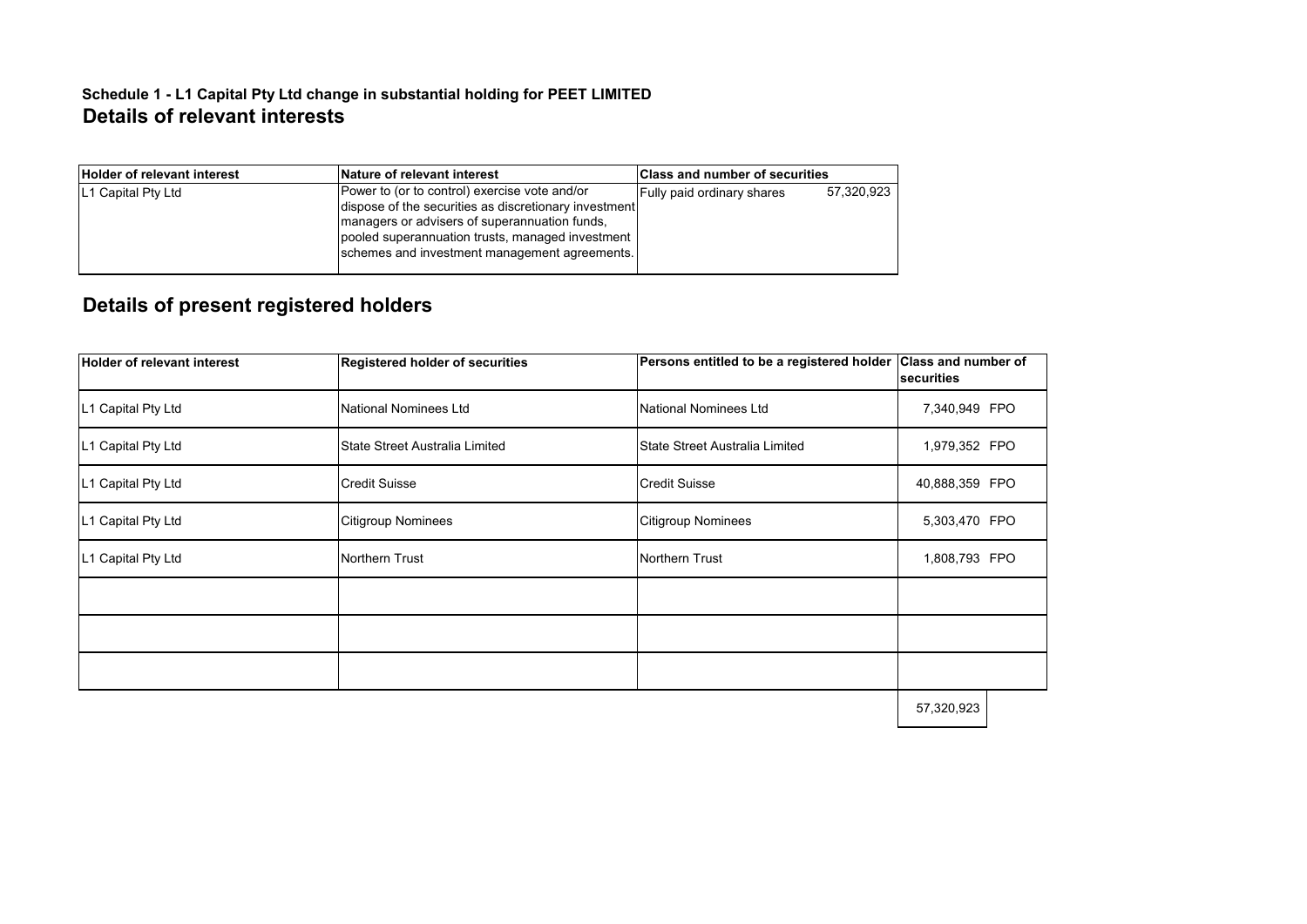**Schedule 1 - L1 Capital Pty Ltd change in substantial holding for PEET LIMITED**

## Details of relevant interests

| Holder of relevant interest | Nature of relevant interest | Class and number of securities | |
|---|---|---|---|
| L1 Capital Pty Ltd | Power to (or to control) exercise vote and/or dispose of the securities as discretionary investment managers or advisers of superannuation funds, pooled superannuation trusts, managed investment schemes and investment management agreements. | Fully paid ordinary shares | 57,320,923 |

## Details of present registered holders

| Holder of relevant interest | Registered holder of securities | Persons entitled to be a registered holder | Class and number of securities |
|---|---|---|---|
| L1 Capital Pty Ltd | National Nominees Ltd | National Nominees Ltd | 7,340,949 FPO |
| L1 Capital Pty Ltd | State Street Australia Limited | State Street Australia Limited | 1,979,352 FPO |
| L1 Capital Pty Ltd | Credit Suisse | Credit Suisse | 40,888,359 FPO |
| L1 Capital Pty Ltd | Citigroup Nominees | Citigroup Nominees | 5,303,470 FPO |
| L1 Capital Pty Ltd | Northern Trust | Northern Trust | 1,808,793 FPO |
| | | | |
| | | | |
| | | | |
| | | | 57,320,923 |